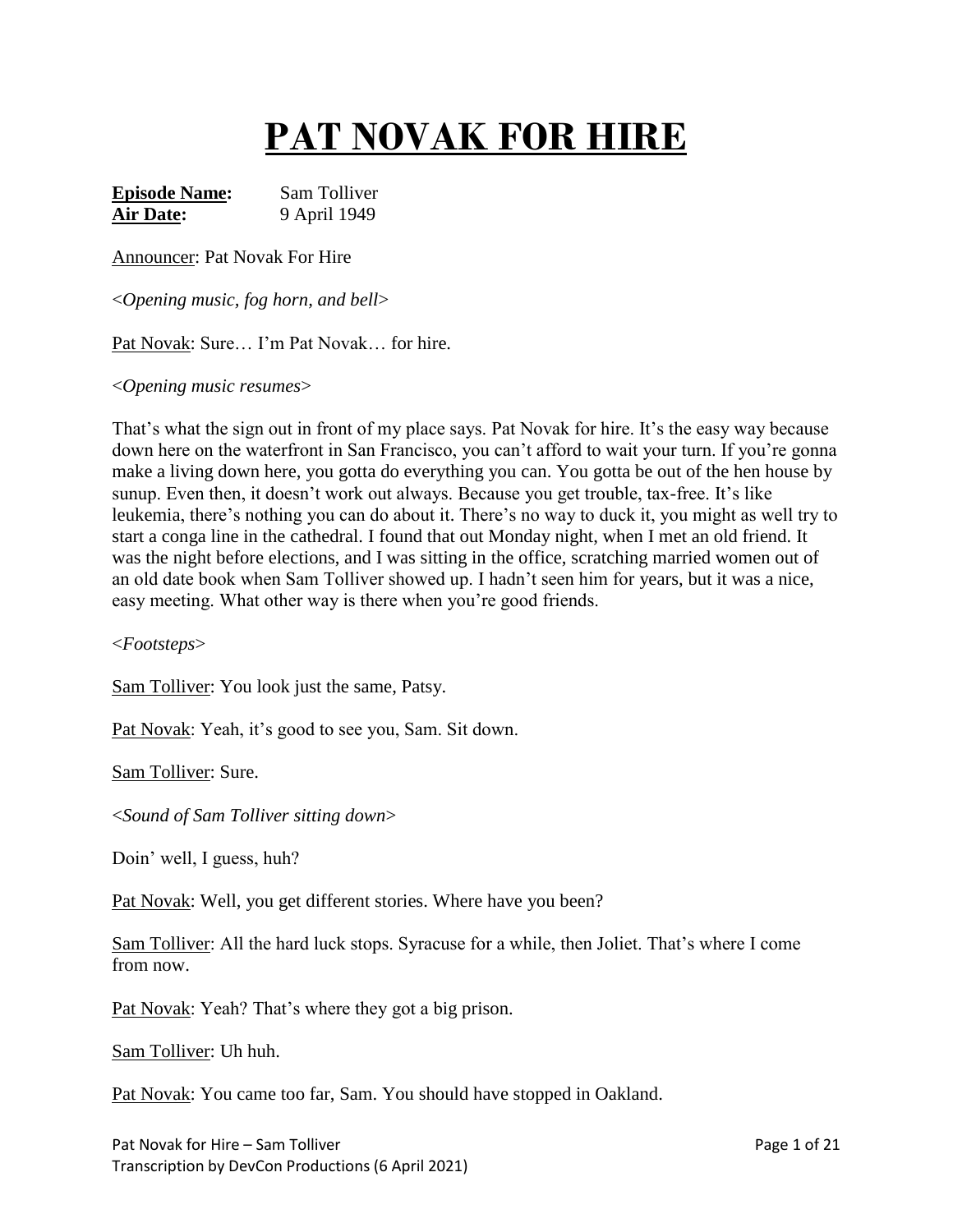# PAT NOVAK FOR HIRE

**Episode Name:** Sam Tolliver
**Air Date:** 9 April 1949

Announcer: Pat Novak For Hire

<*Opening music, fog horn, and bell*>

Pat Novak: Sure… I'm Pat Novak… for hire.

<*Opening music resumes*>

That's what the sign out in front of my place says. Pat Novak for hire. It's the easy way because down here on the waterfront in San Francisco, you can't afford to wait your turn. If you're gonna make a living down here, you gotta do everything you can. You gotta be out of the hen house by sunup. Even then, it doesn't work out always. Because you get trouble, tax-free. It's like leukemia, there's nothing you can do about it. There's no way to duck it, you might as well try to start a conga line in the cathedral. I found that out Monday night, when I met an old friend. It was the night before elections, and I was sitting in the office, scratching married women out of an old date book when Sam Tolliver showed up. I hadn't seen him for years, but it was a nice, easy meeting. What other way is there when you're good friends.

<*Footsteps*>

Sam Tolliver: You look just the same, Patsy.

Pat Novak: Yeah, it's good to see you, Sam. Sit down.

Sam Tolliver: Sure.

<*Sound of Sam Tolliver sitting down*>

Doin' well, I guess, huh?

Pat Novak: Well, you get different stories. Where have you been?

Sam Tolliver: All the hard luck stops. Syracuse for a while, then Joliet. That's where I come from now.

Pat Novak: Yeah? That's where they got a big prison.

Sam Tolliver: Uh huh.

Pat Novak: You came too far, Sam. You should have stopped in Oakland.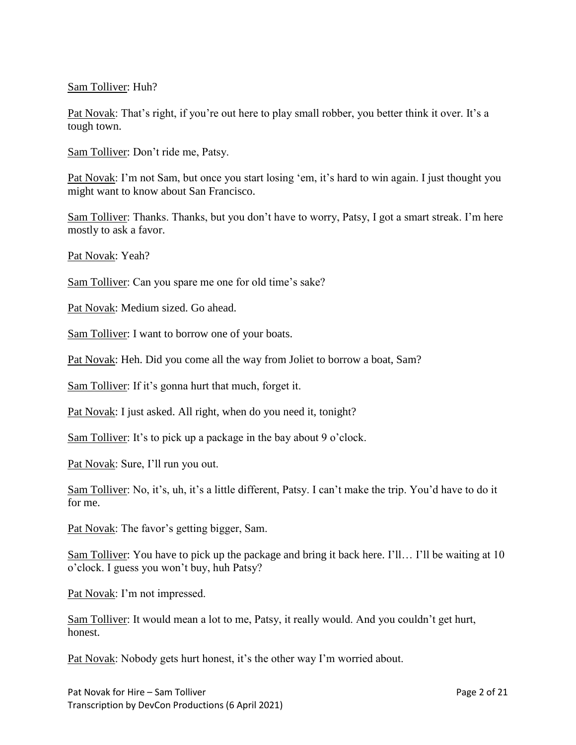Sam Tolliver: Huh?

Pat Novak: That's right, if you're out here to play small robber, you better think it over. It's a tough town.

Sam Tolliver: Don't ride me, Patsy.

Pat Novak: I'm not Sam, but once you start losing 'em, it's hard to win again. I just thought you might want to know about San Francisco.

Sam Tolliver: Thanks. Thanks, but you don't have to worry, Patsy, I got a smart streak. I'm here mostly to ask a favor.

Pat Novak: Yeah?

Sam Tolliver: Can you spare me one for old time's sake?

Pat Novak: Medium sized. Go ahead.

Sam Tolliver: I want to borrow one of your boats.

Pat Novak: Heh. Did you come all the way from Joliet to borrow a boat, Sam?

Sam Tolliver: If it's gonna hurt that much, forget it.

Pat Novak: I just asked. All right, when do you need it, tonight?

Sam Tolliver: It's to pick up a package in the bay about 9 o'clock.

Pat Novak: Sure, I'll run you out.

Sam Tolliver: No, it's, uh, it's a little different, Patsy. I can't make the trip. You'd have to do it for me.

Pat Novak: The favor's getting bigger, Sam.

Sam Tolliver: You have to pick up the package and bring it back here. I'll… I'll be waiting at 10 o'clock. I guess you won't buy, huh Patsy?

Pat Novak: I'm not impressed.

Sam Tolliver: It would mean a lot to me, Patsy, it really would. And you couldn't get hurt, honest.

Pat Novak: Nobody gets hurt honest, it's the other way I'm worried about.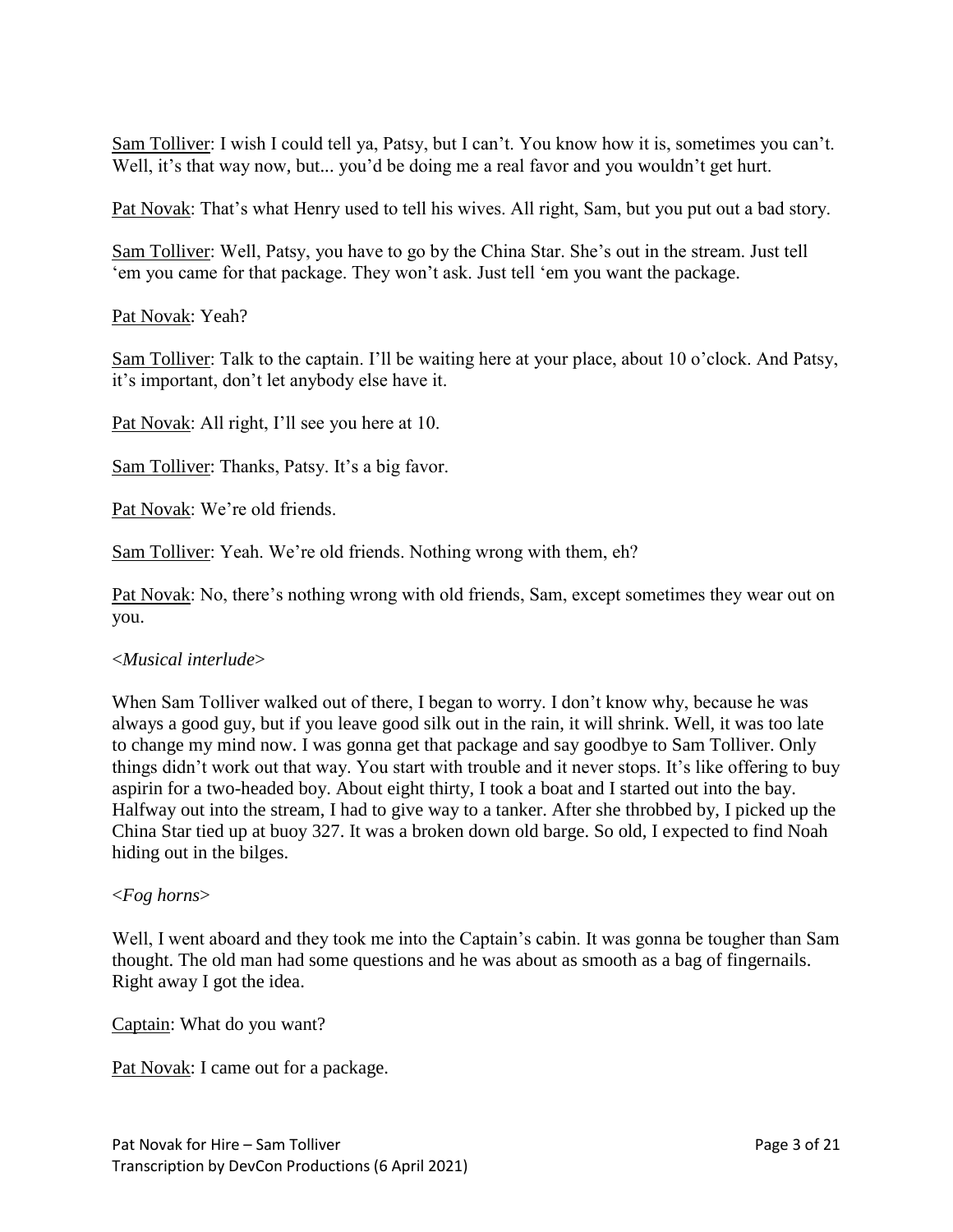Sam Tolliver: I wish I could tell ya, Patsy, but I can't. You know how it is, sometimes you can't. Well, it's that way now, but... you'd be doing me a real favor and you wouldn't get hurt.

Pat Novak: That's what Henry used to tell his wives. All right, Sam, but you put out a bad story.

Sam Tolliver: Well, Patsy, you have to go by the China Star. She's out in the stream. Just tell 'em you came for that package. They won't ask. Just tell 'em you want the package.

Pat Novak: Yeah?

Sam Tolliver: Talk to the captain. I'll be waiting here at your place, about 10 o'clock. And Patsy, it's important, don't let anybody else have it.

Pat Novak: All right, I'll see you here at 10.

Sam Tolliver: Thanks, Patsy. It's a big favor.

Pat Novak: We're old friends.

Sam Tolliver: Yeah. We're old friends. Nothing wrong with them, eh?

Pat Novak: No, there's nothing wrong with old friends, Sam, except sometimes they wear out on you.

<*Musical interlude*>

When Sam Tolliver walked out of there, I began to worry. I don't know why, because he was always a good guy, but if you leave good silk out in the rain, it will shrink. Well, it was too late to change my mind now. I was gonna get that package and say goodbye to Sam Tolliver. Only things didn't work out that way. You start with trouble and it never stops. It's like offering to buy aspirin for a two-headed boy. About eight thirty, I took a boat and I started out into the bay. Halfway out into the stream, I had to give way to a tanker. After she throbbed by, I picked up the China Star tied up at buoy 327. It was a broken down old barge. So old, I expected to find Noah hiding out in the bilges.

<*Fog horns*>

Well, I went aboard and they took me into the Captain's cabin. It was gonna be tougher than Sam thought. The old man had some questions and he was about as smooth as a bag of fingernails. Right away I got the idea.

Captain: What do you want?

Pat Novak: I came out for a package.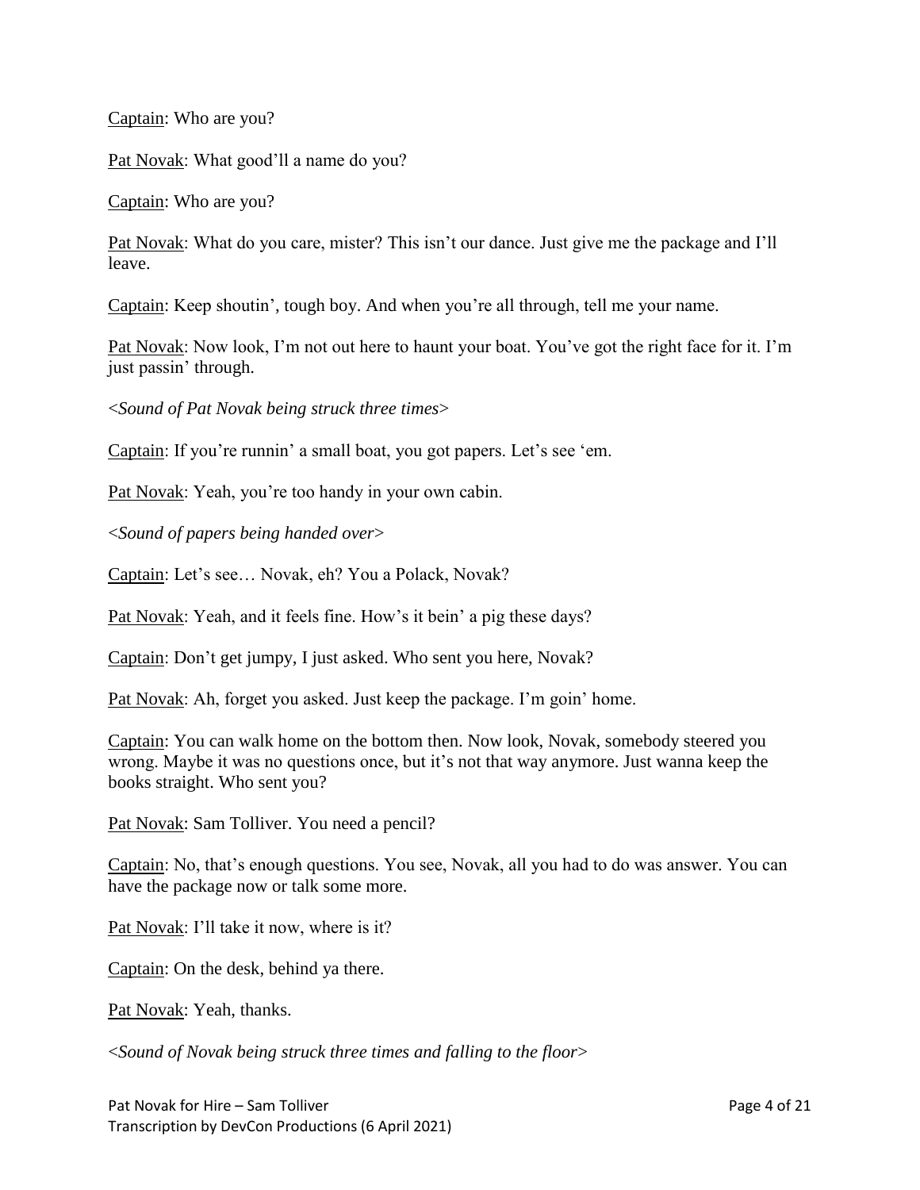Captain: Who are you?

Pat Novak: What good'll a name do you?

Captain: Who are you?

Pat Novak: What do you care, mister? This isn't our dance. Just give me the package and I'll leave.

Captain: Keep shoutin', tough boy. And when you're all through, tell me your name.

Pat Novak: Now look, I'm not out here to haunt your boat. You've got the right face for it. I'm just passin' through.

<*Sound of Pat Novak being struck three times*>

Captain: If you're runnin' a small boat, you got papers. Let's see 'em.

Pat Novak: Yeah, you're too handy in your own cabin.

<*Sound of papers being handed over*>

Captain: Let's see… Novak, eh? You a Polack, Novak?

Pat Novak: Yeah, and it feels fine. How's it bein' a pig these days?

Captain: Don't get jumpy, I just asked. Who sent you here, Novak?

Pat Novak: Ah, forget you asked. Just keep the package. I'm goin' home.

Captain: You can walk home on the bottom then. Now look, Novak, somebody steered you wrong. Maybe it was no questions once, but it's not that way anymore. Just wanna keep the books straight. Who sent you?

Pat Novak: Sam Tolliver. You need a pencil?

Captain: No, that's enough questions. You see, Novak, all you had to do was answer. You can have the package now or talk some more.

Pat Novak: I'll take it now, where is it?

Captain: On the desk, behind ya there.

Pat Novak: Yeah, thanks.

<*Sound of Novak being struck three times and falling to the floor*>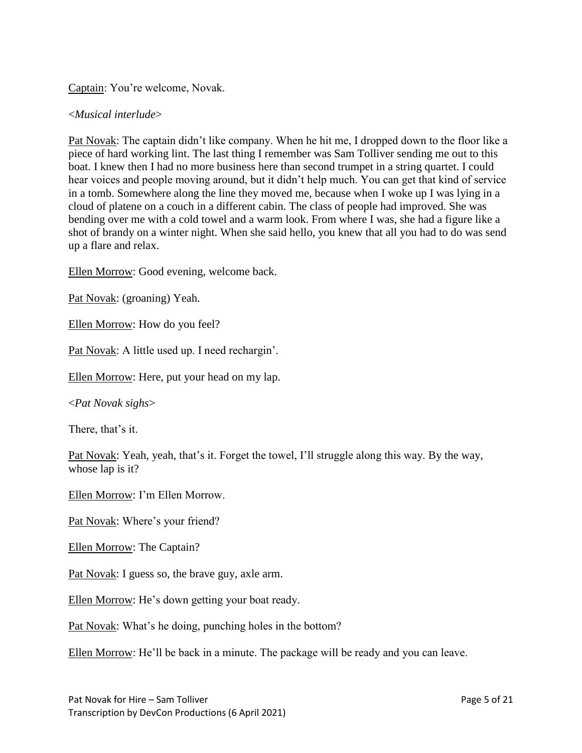Captain: You're welcome, Novak.

<*Musical interlude*>

Pat Novak: The captain didn't like company. When he hit me, I dropped down to the floor like a piece of hard working lint. The last thing I remember was Sam Tolliver sending me out to this boat. I knew then I had no more business here than second trumpet in a string quartet. I could hear voices and people moving around, but it didn't help much. You can get that kind of service in a tomb. Somewhere along the line they moved me, because when I woke up I was lying in a cloud of platene on a couch in a different cabin. The class of people had improved. She was bending over me with a cold towel and a warm look. From where I was, she had a figure like a shot of brandy on a winter night. When she said hello, you knew that all you had to do was send up a flare and relax.

Ellen Morrow: Good evening, welcome back.

Pat Novak: (groaning) Yeah.

Ellen Morrow: How do you feel?

Pat Novak: A little used up. I need rechargin'.

Ellen Morrow: Here, put your head on my lap.

<*Pat Novak sighs*>

There, that's it.

Pat Novak: Yeah, yeah, that's it. Forget the towel, I'll struggle along this way. By the way, whose lap is it?

Ellen Morrow: I'm Ellen Morrow.

Pat Novak: Where's your friend?

Ellen Morrow: The Captain?

Pat Novak: I guess so, the brave guy, axle arm.

Ellen Morrow: He's down getting your boat ready.

Pat Novak: What's he doing, punching holes in the bottom?

Ellen Morrow: He'll be back in a minute. The package will be ready and you can leave.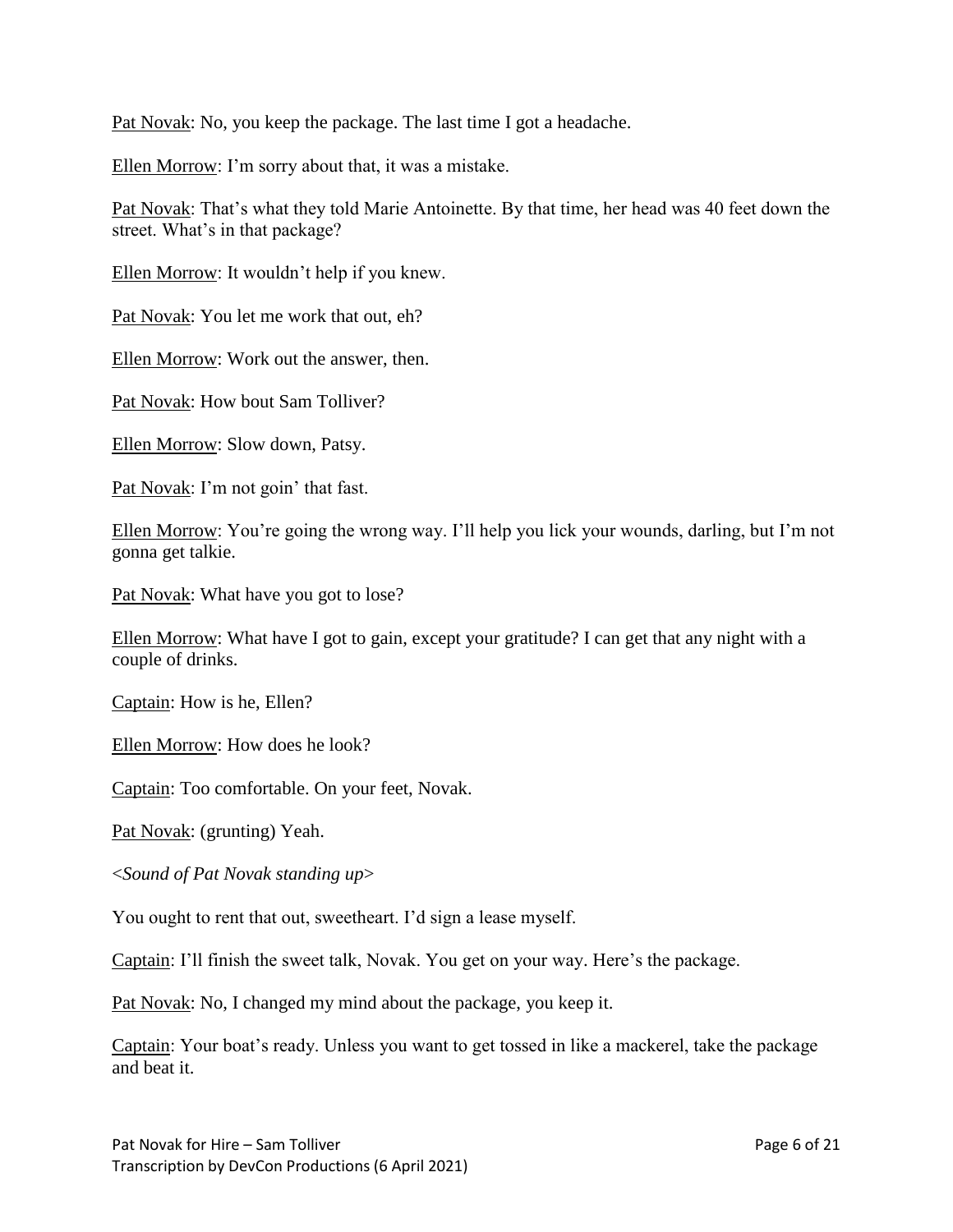Pat Novak: No, you keep the package. The last time I got a headache.

Ellen Morrow: I'm sorry about that, it was a mistake.

Pat Novak: That's what they told Marie Antoinette. By that time, her head was 40 feet down the street. What's in that package?

Ellen Morrow: It wouldn't help if you knew.

Pat Novak: You let me work that out, eh?

Ellen Morrow: Work out the answer, then.

Pat Novak: How bout Sam Tolliver?

Ellen Morrow: Slow down, Patsy.

Pat Novak: I'm not goin' that fast.

Ellen Morrow: You're going the wrong way. I'll help you lick your wounds, darling, but I'm not gonna get talkie.

Pat Novak: What have you got to lose?

Ellen Morrow: What have I got to gain, except your gratitude? I can get that any night with a couple of drinks.

Captain: How is he, Ellen?

Ellen Morrow: How does he look?

Captain: Too comfortable. On your feet, Novak.

Pat Novak: (grunting) Yeah.

<*Sound of Pat Novak standing up*>

You ought to rent that out, sweetheart. I'd sign a lease myself.

Captain: I'll finish the sweet talk, Novak. You get on your way. Here's the package.

Pat Novak: No, I changed my mind about the package, you keep it.

Captain: Your boat's ready. Unless you want to get tossed in like a mackerel, take the package and beat it.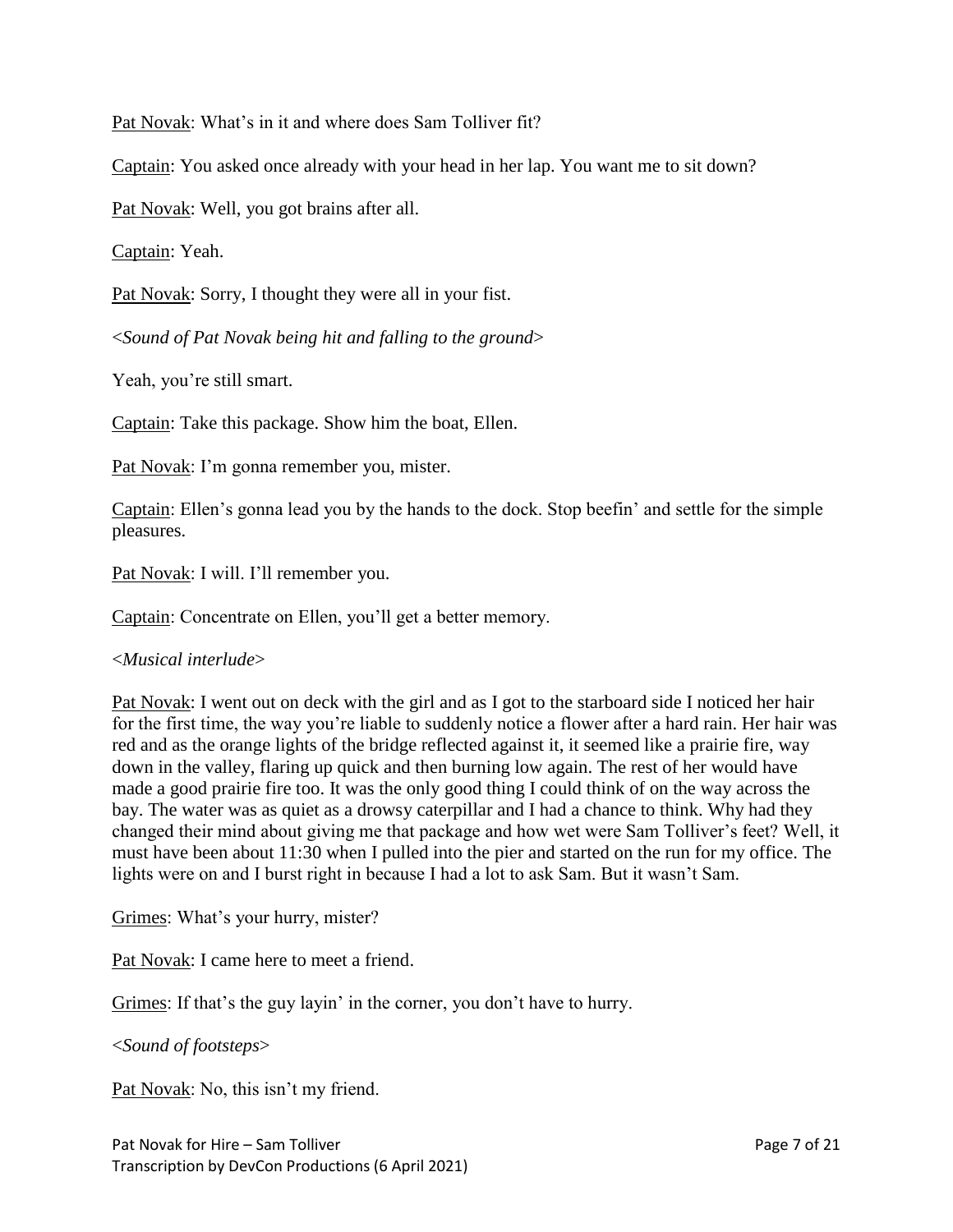Pat Novak: What's in it and where does Sam Tolliver fit?

Captain: You asked once already with your head in her lap. You want me to sit down?

Pat Novak: Well, you got brains after all.

Captain: Yeah.

Pat Novak: Sorry, I thought they were all in your fist.

<*Sound of Pat Novak being hit and falling to the ground*>

Yeah, you're still smart.

Captain: Take this package. Show him the boat, Ellen.

Pat Novak: I'm gonna remember you, mister.

Captain: Ellen's gonna lead you by the hands to the dock. Stop beefin' and settle for the simple pleasures.

Pat Novak: I will. I'll remember you.

Captain: Concentrate on Ellen, you'll get a better memory.

<*Musical interlude*>

Pat Novak: I went out on deck with the girl and as I got to the starboard side I noticed her hair for the first time, the way you're liable to suddenly notice a flower after a hard rain. Her hair was red and as the orange lights of the bridge reflected against it, it seemed like a prairie fire, way down in the valley, flaring up quick and then burning low again. The rest of her would have made a good prairie fire too. It was the only good thing I could think of on the way across the bay. The water was as quiet as a drowsy caterpillar and I had a chance to think. Why had they changed their mind about giving me that package and how wet were Sam Tolliver's feet? Well, it must have been about 11:30 when I pulled into the pier and started on the run for my office. The lights were on and I burst right in because I had a lot to ask Sam. But it wasn't Sam.

Grimes: What's your hurry, mister?

Pat Novak: I came here to meet a friend.

Grimes: If that's the guy layin' in the corner, you don't have to hurry.

<*Sound of footsteps*>

Pat Novak: No, this isn't my friend.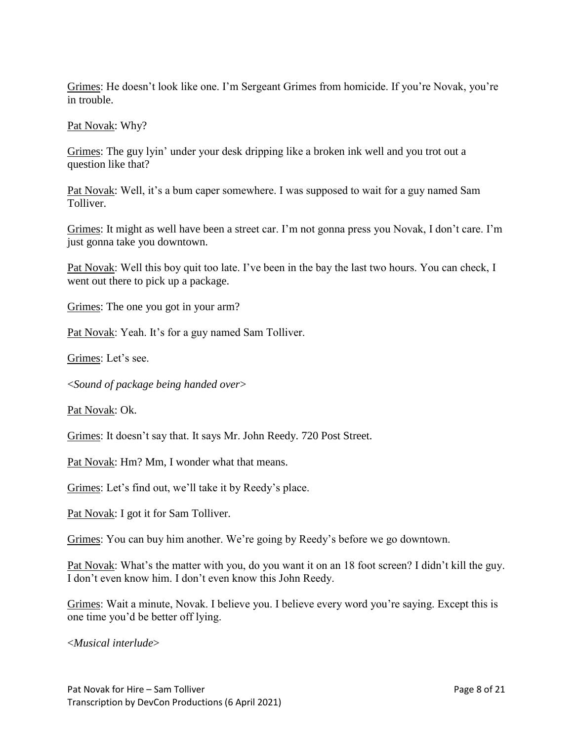Grimes: He doesn’t look like one. I’m Sergeant Grimes from homicide. If you’re Novak, you’re in trouble.

Pat Novak: Why?

Grimes: The guy lyin’ under your desk dripping like a broken ink well and you trot out a question like that?

Pat Novak: Well, it’s a bum caper somewhere. I was supposed to wait for a guy named Sam Tolliver.

Grimes: It might as well have been a street car. I’m not gonna press you Novak, I don’t care. I’m just gonna take you downtown.

Pat Novak: Well this boy quit too late. I’ve been in the bay the last two hours. You can check, I went out there to pick up a package.

Grimes: The one you got in your arm?

Pat Novak: Yeah. It’s for a guy named Sam Tolliver.

Grimes: Let’s see.

<*Sound of package being handed over*>

Pat Novak: Ok.

Grimes: It doesn’t say that. It says Mr. John Reedy. 720 Post Street.

Pat Novak: Hm? Mm, I wonder what that means.

Grimes: Let’s find out, we’ll take it by Reedy’s place.

Pat Novak: I got it for Sam Tolliver.

Grimes: You can buy him another. We’re going by Reedy’s before we go downtown.

Pat Novak: What’s the matter with you, do you want it on an 18 foot screen? I didn’t kill the guy. I don’t even know him. I don’t even know this John Reedy.

Grimes: Wait a minute, Novak. I believe you. I believe every word you’re saying. Except this is one time you’d be better off lying.

<*Musical interlude*>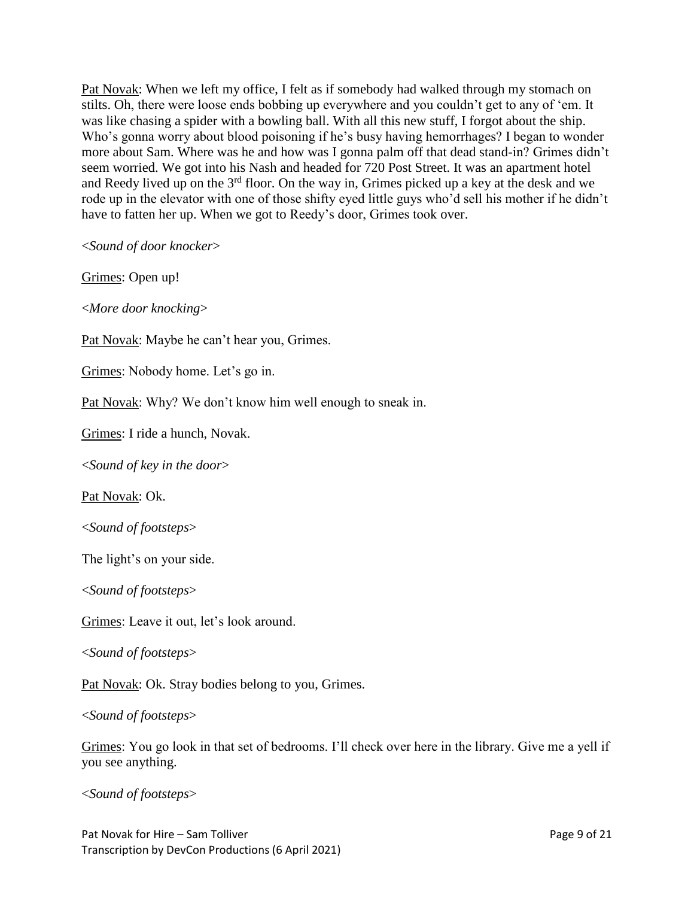Pat Novak: When we left my office, I felt as if somebody had walked through my stomach on stilts. Oh, there were loose ends bobbing up everywhere and you couldn't get to any of 'em. It was like chasing a spider with a bowling ball. With all this new stuff, I forgot about the ship. Who's gonna worry about blood poisoning if he's busy having hemorrhages? I began to wonder more about Sam. Where was he and how was I gonna palm off that dead stand-in? Grimes didn't seem worried. We got into his Nash and headed for 720 Post Street. It was an apartment hotel and Reedy lived up on the 3rd floor. On the way in, Grimes picked up a key at the desk and we rode up in the elevator with one of those shifty eyed little guys who'd sell his mother if he didn't have to fatten her up. When we got to Reedy's door, Grimes took over.

<*Sound of door knocker*>

Grimes: Open up!

<*More door knocking*>

Pat Novak: Maybe he can't hear you, Grimes.

Grimes: Nobody home. Let's go in.

Pat Novak: Why? We don't know him well enough to sneak in.

Grimes: I ride a hunch, Novak.

<*Sound of key in the door*>

Pat Novak: Ok.

<*Sound of footsteps*>

The light's on your side.

<*Sound of footsteps*>

Grimes: Leave it out, let's look around.

<*Sound of footsteps*>

Pat Novak: Ok. Stray bodies belong to you, Grimes.

<*Sound of footsteps*>

Grimes: You go look in that set of bedrooms. I'll check over here in the library. Give me a yell if you see anything.

<*Sound of footsteps*>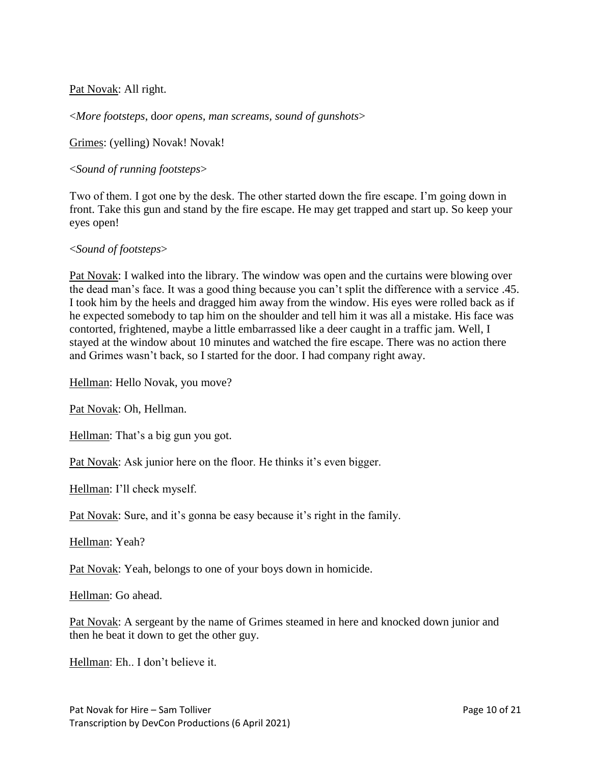Pat Novak: All right.

<*More footsteps*, d*oor opens, man screams, sound of gunshots*>

Grimes: (yelling) Novak! Novak!

<*Sound of running footsteps*>

Two of them. I got one by the desk. The other started down the fire escape. I'm going down in front. Take this gun and stand by the fire escape. He may get trapped and start up. So keep your eyes open!

<*Sound of footsteps*>

Pat Novak: I walked into the library. The window was open and the curtains were blowing over the dead man's face. It was a good thing because you can't split the difference with a service .45. I took him by the heels and dragged him away from the window. His eyes were rolled back as if he expected somebody to tap him on the shoulder and tell him it was all a mistake. His face was contorted, frightened, maybe a little embarrassed like a deer caught in a traffic jam. Well, I stayed at the window about 10 minutes and watched the fire escape. There was no action there and Grimes wasn't back, so I started for the door. I had company right away.

Hellman: Hello Novak, you move?

Pat Novak: Oh, Hellman.

Hellman: That's a big gun you got.

Pat Novak: Ask junior here on the floor. He thinks it's even bigger.

Hellman: I'll check myself.

Pat Novak: Sure, and it's gonna be easy because it's right in the family.

Hellman: Yeah?

Pat Novak: Yeah, belongs to one of your boys down in homicide.

Hellman: Go ahead.

Pat Novak: A sergeant by the name of Grimes steamed in here and knocked down junior and then he beat it down to get the other guy.

Hellman: Eh.. I don't believe it.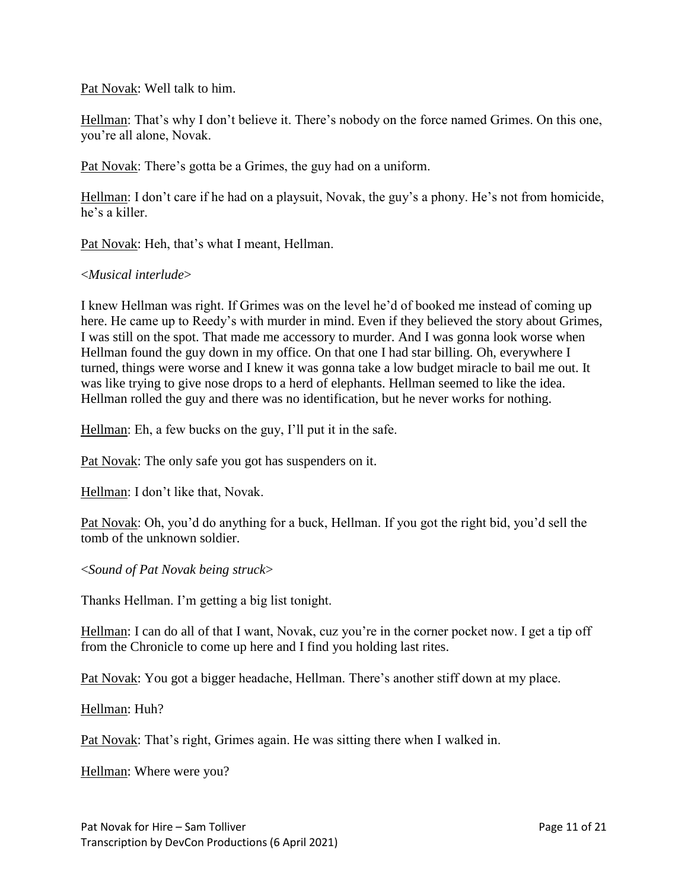Pat Novak: Well talk to him.

Hellman: That's why I don't believe it. There's nobody on the force named Grimes. On this one, you're all alone, Novak.

Pat Novak: There's gotta be a Grimes, the guy had on a uniform.

Hellman: I don't care if he had on a playsuit, Novak, the guy's a phony. He's not from homicide, he's a killer.

Pat Novak: Heh, that's what I meant, Hellman.

<*Musical interlude*>

I knew Hellman was right. If Grimes was on the level he'd of booked me instead of coming up here. He came up to Reedy's with murder in mind. Even if they believed the story about Grimes, I was still on the spot. That made me accessory to murder. And I was gonna look worse when Hellman found the guy down in my office. On that one I had star billing. Oh, everywhere I turned, things were worse and I knew it was gonna take a low budget miracle to bail me out. It was like trying to give nose drops to a herd of elephants. Hellman seemed to like the idea. Hellman rolled the guy and there was no identification, but he never works for nothing.

Hellman: Eh, a few bucks on the guy, I'll put it in the safe.

Pat Novak: The only safe you got has suspenders on it.

Hellman: I don't like that, Novak.

Pat Novak: Oh, you'd do anything for a buck, Hellman. If you got the right bid, you'd sell the tomb of the unknown soldier.

<*Sound of Pat Novak being struck*>

Thanks Hellman. I'm getting a big list tonight.

Hellman: I can do all of that I want, Novak, cuz you're in the corner pocket now. I get a tip off from the Chronicle to come up here and I find you holding last rites.

Pat Novak: You got a bigger headache, Hellman. There's another stiff down at my place.

Hellman: Huh?

Pat Novak: That's right, Grimes again. He was sitting there when I walked in.

Hellman: Where were you?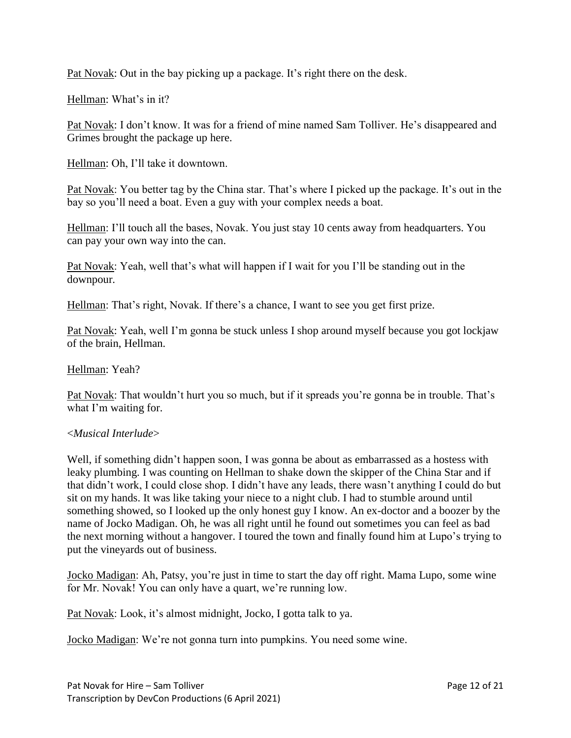Pat Novak: Out in the bay picking up a package. It's right there on the desk.

Hellman: What's in it?

Pat Novak: I don't know. It was for a friend of mine named Sam Tolliver. He's disappeared and Grimes brought the package up here.

Hellman: Oh, I'll take it downtown.

Pat Novak: You better tag by the China star. That's where I picked up the package. It's out in the bay so you'll need a boat. Even a guy with your complex needs a boat.

Hellman: I'll touch all the bases, Novak. You just stay 10 cents away from headquarters. You can pay your own way into the can.

Pat Novak: Yeah, well that's what will happen if I wait for you I'll be standing out in the downpour.

Hellman: That's right, Novak. If there's a chance, I want to see you get first prize.

Pat Novak: Yeah, well I'm gonna be stuck unless I shop around myself because you got lockjaw of the brain, Hellman.

Hellman: Yeah?

Pat Novak: That wouldn't hurt you so much, but if it spreads you're gonna be in trouble. That's what I'm waiting for.

<*Musical Interlude*>

Well, if something didn't happen soon, I was gonna be about as embarrassed as a hostess with leaky plumbing. I was counting on Hellman to shake down the skipper of the China Star and if that didn't work, I could close shop. I didn't have any leads, there wasn't anything I could do but sit on my hands. It was like taking your niece to a night club. I had to stumble around until something showed, so I looked up the only honest guy I know. An ex-doctor and a boozer by the name of Jocko Madigan. Oh, he was all right until he found out sometimes you can feel as bad the next morning without a hangover. I toured the town and finally found him at Lupo's trying to put the vineyards out of business.

Jocko Madigan: Ah, Patsy, you're just in time to start the day off right. Mama Lupo, some wine for Mr. Novak! You can only have a quart, we're running low.

Pat Novak: Look, it's almost midnight, Jocko, I gotta talk to ya.

Jocko Madigan: We're not gonna turn into pumpkins. You need some wine.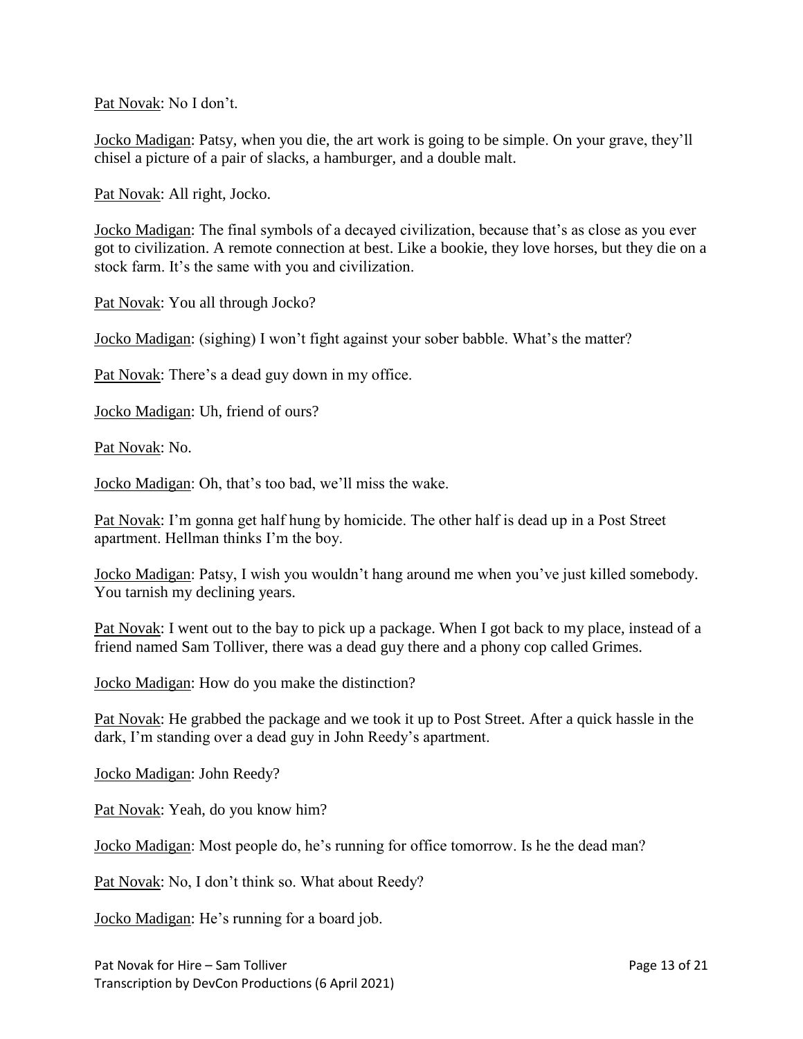Pat Novak: No I don't.

Jocko Madigan: Patsy, when you die, the art work is going to be simple. On your grave, they'll chisel a picture of a pair of slacks, a hamburger, and a double malt.

Pat Novak: All right, Jocko.

Jocko Madigan: The final symbols of a decayed civilization, because that's as close as you ever got to civilization. A remote connection at best. Like a bookie, they love horses, but they die on a stock farm. It's the same with you and civilization.

Pat Novak: You all through Jocko?

Jocko Madigan: (sighing) I won't fight against your sober babble. What's the matter?

Pat Novak: There's a dead guy down in my office.

Jocko Madigan: Uh, friend of ours?

Pat Novak: No.

Jocko Madigan: Oh, that's too bad, we'll miss the wake.

Pat Novak: I'm gonna get half hung by homicide. The other half is dead up in a Post Street apartment. Hellman thinks I'm the boy.

Jocko Madigan: Patsy, I wish you wouldn't hang around me when you've just killed somebody. You tarnish my declining years.

Pat Novak: I went out to the bay to pick up a package. When I got back to my place, instead of a friend named Sam Tolliver, there was a dead guy there and a phony cop called Grimes.

Jocko Madigan: How do you make the distinction?

Pat Novak: He grabbed the package and we took it up to Post Street. After a quick hassle in the dark, I'm standing over a dead guy in John Reedy's apartment.

Jocko Madigan: John Reedy?

Pat Novak: Yeah, do you know him?

Jocko Madigan: Most people do, he's running for office tomorrow. Is he the dead man?

Pat Novak: No, I don't think so. What about Reedy?

Jocko Madigan: He's running for a board job.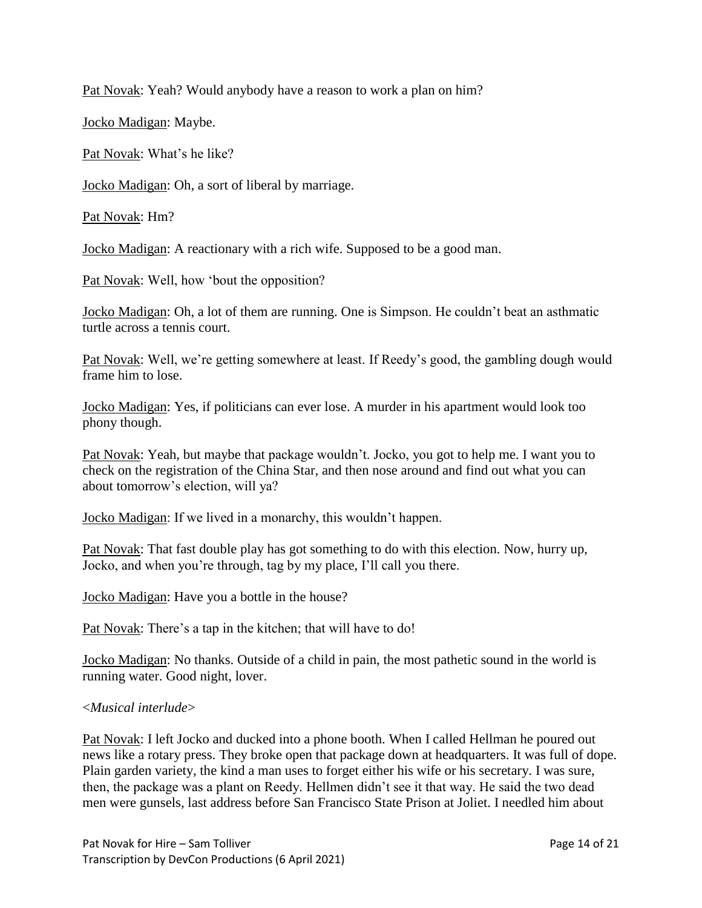Pat Novak: Yeah? Would anybody have a reason to work a plan on him?

Jocko Madigan: Maybe.

Pat Novak: What's he like?

Jocko Madigan: Oh, a sort of liberal by marriage.

Pat Novak: Hm?

Jocko Madigan: A reactionary with a rich wife. Supposed to be a good man.

Pat Novak: Well, how 'bout the opposition?

Jocko Madigan: Oh, a lot of them are running. One is Simpson. He couldn't beat an asthmatic turtle across a tennis court.

Pat Novak: Well, we're getting somewhere at least. If Reedy's good, the gambling dough would frame him to lose.

Jocko Madigan: Yes, if politicians can ever lose. A murder in his apartment would look too phony though.

Pat Novak: Yeah, but maybe that package wouldn't. Jocko, you got to help me. I want you to check on the registration of the China Star, and then nose around and find out what you can about tomorrow's election, will ya?

Jocko Madigan: If we lived in a monarchy, this wouldn't happen.

Pat Novak: That fast double play has got something to do with this election. Now, hurry up, Jocko, and when you're through, tag by my place, I'll call you there.

Jocko Madigan: Have you a bottle in the house?

Pat Novak: There's a tap in the kitchen; that will have to do!

Jocko Madigan: No thanks. Outside of a child in pain, the most pathetic sound in the world is running water. Good night, lover.

<*Musical interlude*>

Pat Novak: I left Jocko and ducked into a phone booth. When I called Hellman he poured out news like a rotary press. They broke open that package down at headquarters. It was full of dope. Plain garden variety, the kind a man uses to forget either his wife or his secretary. I was sure, then, the package was a plant on Reedy. Hellmen didn't see it that way. He said the two dead men were gunsels, last address before San Francisco State Prison at Joliet. I needled him about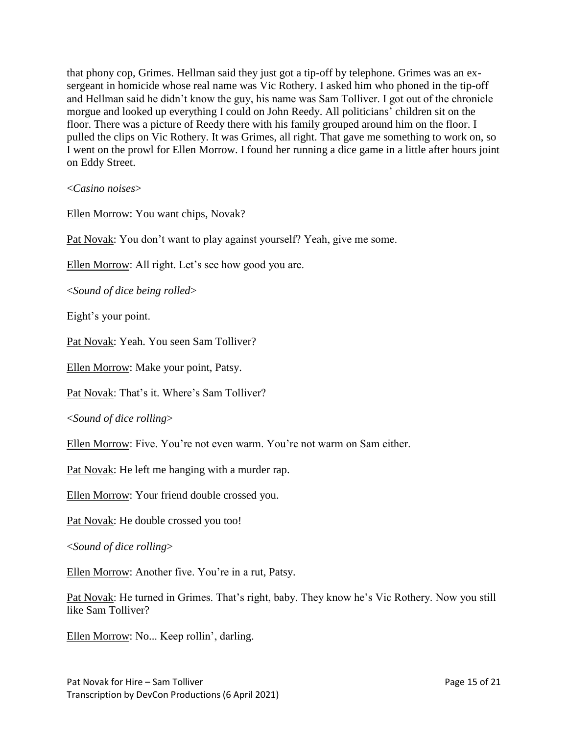that phony cop, Grimes. Hellman said they just got a tip-off by telephone. Grimes was an ex-sergeant in homicide whose real name was Vic Rothery. I asked him who phoned in the tip-off and Hellman said he didn't know the guy, his name was Sam Tolliver. I got out of the chronicle morgue and looked up everything I could on John Reedy. All politicians' children sit on the floor. There was a picture of Reedy there with his family grouped around him on the floor. I pulled the clips on Vic Rothery. It was Grimes, all right. That gave me something to work on, so I went on the prowl for Ellen Morrow. I found her running a dice game in a little after hours joint on Eddy Street.

<*Casino noises*>

Ellen Morrow: You want chips, Novak?

Pat Novak: You don't want to play against yourself? Yeah, give me some.

Ellen Morrow: All right. Let's see how good you are.

<*Sound of dice being rolled*>

Eight's your point.

Pat Novak: Yeah. You seen Sam Tolliver?

Ellen Morrow: Make your point, Patsy.

Pat Novak: That's it. Where's Sam Tolliver?

<*Sound of dice rolling*>

Ellen Morrow: Five. You're not even warm. You're not warm on Sam either.

Pat Novak: He left me hanging with a murder rap.

Ellen Morrow: Your friend double crossed you.

Pat Novak: He double crossed you too!

<*Sound of dice rolling*>

Ellen Morrow: Another five. You're in a rut, Patsy.

Pat Novak: He turned in Grimes. That's right, baby. They know he's Vic Rothery. Now you still like Sam Tolliver?

Ellen Morrow: No... Keep rollin', darling.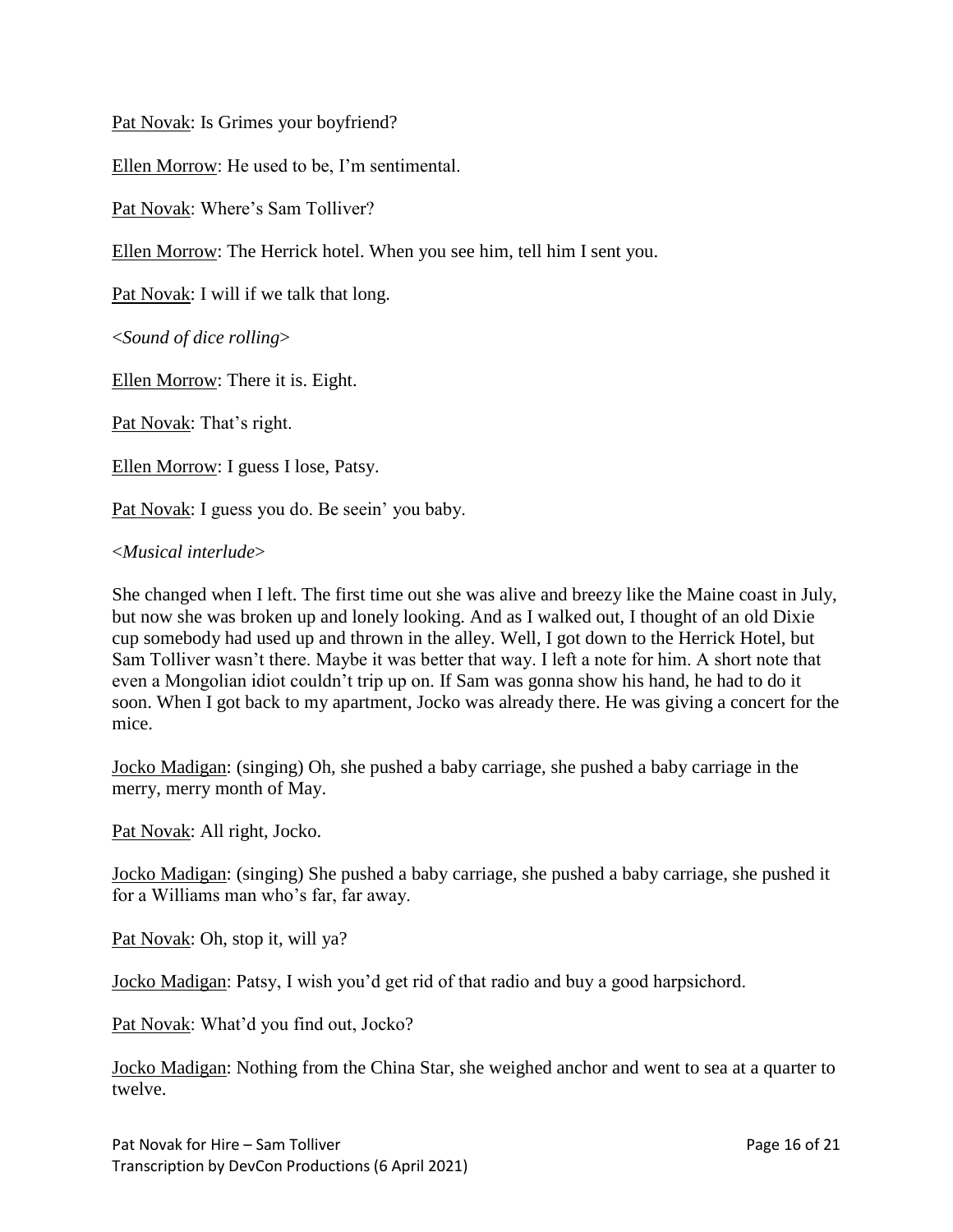<u>Pat Novak</u>: Is Grimes your boyfriend?

<u>Ellen Morrow</u>: He used to be, I'm sentimental.

<u>Pat Novak</u>: Where's Sam Tolliver?

<u>Ellen Morrow</u>: The Herrick hotel. When you see him, tell him I sent you.

<u>Pat Novak</u>: I will if we talk that long.

<*Sound of dice rolling*>

<u>Ellen Morrow</u>: There it is. Eight.

<u>Pat Novak</u>: That's right.

<u>Ellen Morrow</u>: I guess I lose, Patsy.

<u>Pat Novak</u>: I guess you do. Be seein' you baby.

<*Musical interlude*>

She changed when I left. The first time out she was alive and breezy like the Maine coast in July, but now she was broken up and lonely looking. And as I walked out, I thought of an old Dixie cup somebody had used up and thrown in the alley. Well, I got down to the Herrick Hotel, but Sam Tolliver wasn't there. Maybe it was better that way. I left a note for him. A short note that even a Mongolian idiot couldn't trip up on. If Sam was gonna show his hand, he had to do it soon. When I got back to my apartment, Jocko was already there. He was giving a concert for the mice.

<u>Jocko Madigan</u>: (singing) Oh, she pushed a baby carriage, she pushed a baby carriage in the merry, merry month of May.

<u>Pat Novak</u>: All right, Jocko.

<u>Jocko Madigan</u>: (singing) She pushed a baby carriage, she pushed a baby carriage, she pushed it for a Williams man who's far, far away.

<u>Pat Novak</u>: Oh, stop it, will ya?

<u>Jocko Madigan</u>: Patsy, I wish you'd get rid of that radio and buy a good harpsichord.

<u>Pat Novak</u>: What'd you find out, Jocko?

<u>Jocko Madigan</u>: Nothing from the China Star, she weighed anchor and went to sea at a quarter to twelve.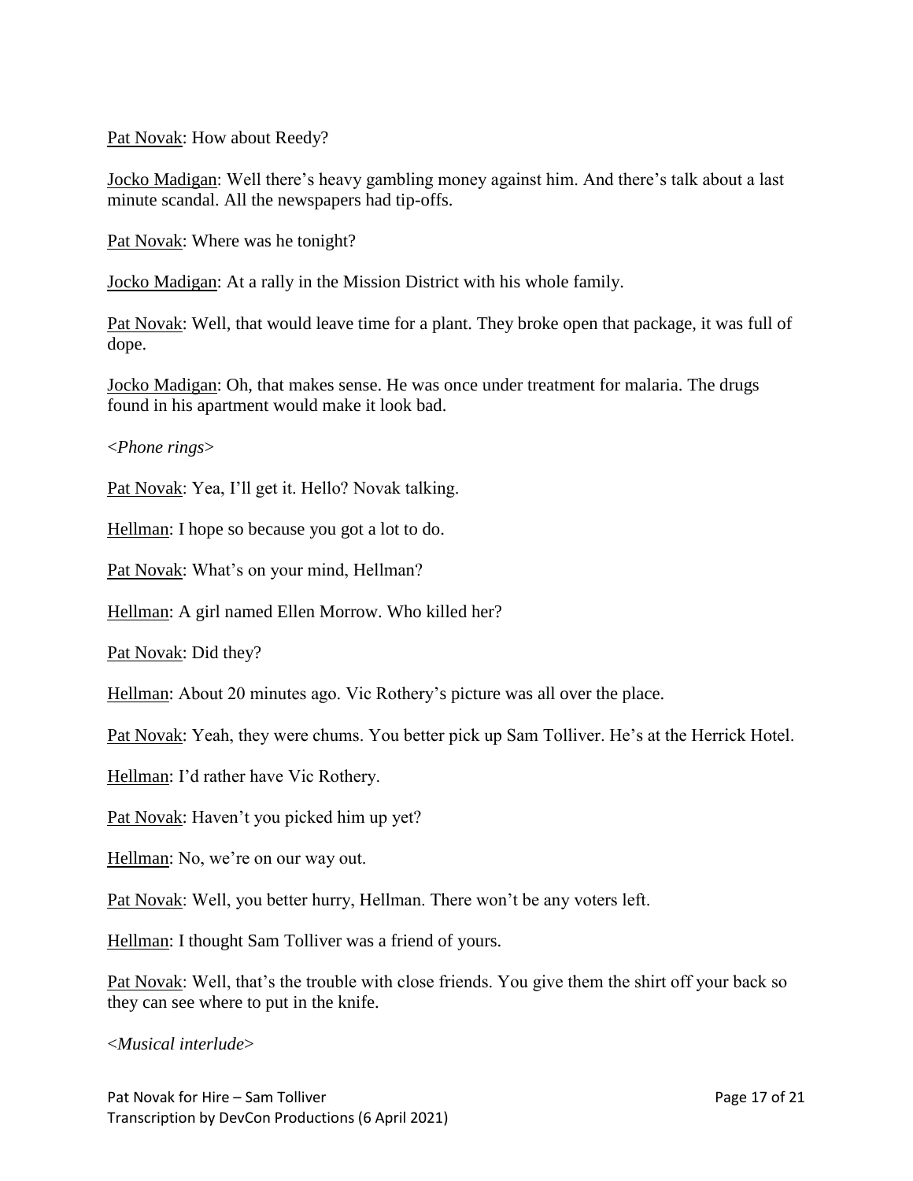Pat Novak: How about Reedy?

Jocko Madigan: Well there's heavy gambling money against him. And there's talk about a last minute scandal. All the newspapers had tip-offs.

Pat Novak: Where was he tonight?

Jocko Madigan: At a rally in the Mission District with his whole family.

Pat Novak: Well, that would leave time for a plant. They broke open that package, it was full of dope.

Jocko Madigan: Oh, that makes sense. He was once under treatment for malaria. The drugs found in his apartment would make it look bad.

<*Phone rings*>

Pat Novak: Yea, I'll get it. Hello? Novak talking.

Hellman: I hope so because you got a lot to do.

Pat Novak: What's on your mind, Hellman?

Hellman: A girl named Ellen Morrow. Who killed her?

Pat Novak: Did they?

Hellman: About 20 minutes ago. Vic Rothery's picture was all over the place.

Pat Novak: Yeah, they were chums. You better pick up Sam Tolliver. He's at the Herrick Hotel.

Hellman: I'd rather have Vic Rothery.

Pat Novak: Haven't you picked him up yet?

Hellman: No, we're on our way out.

Pat Novak: Well, you better hurry, Hellman. There won't be any voters left.

Hellman: I thought Sam Tolliver was a friend of yours.

Pat Novak: Well, that's the trouble with close friends. You give them the shirt off your back so they can see where to put in the knife.

<*Musical interlude*>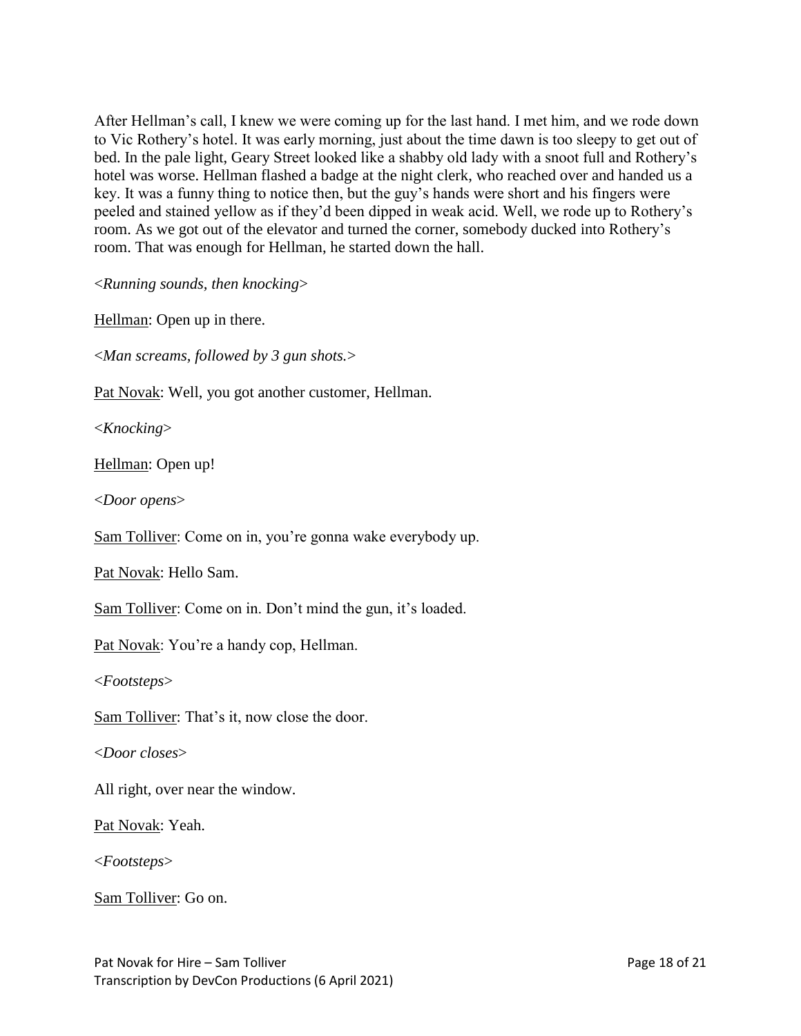After Hellman's call, I knew we were coming up for the last hand. I met him, and we rode down to Vic Rothery's hotel. It was early morning, just about the time dawn is too sleepy to get out of bed. In the pale light, Geary Street looked like a shabby old lady with a snoot full and Rothery's hotel was worse. Hellman flashed a badge at the night clerk, who reached over and handed us a key. It was a funny thing to notice then, but the guy's hands were short and his fingers were peeled and stained yellow as if they'd been dipped in weak acid. Well, we rode up to Rothery's room. As we got out of the elevator and turned the corner, somebody ducked into Rothery's room. That was enough for Hellman, he started down the hall.

<*Running sounds, then knocking*>

Hellman: Open up in there.

<*Man screams, followed by 3 gun shots.*>

Pat Novak: Well, you got another customer, Hellman.

<*Knocking*>

Hellman: Open up!

<*Door opens*>

Sam Tolliver: Come on in, you're gonna wake everybody up.

Pat Novak: Hello Sam.

Sam Tolliver: Come on in. Don't mind the gun, it's loaded.

Pat Novak: You're a handy cop, Hellman.

<*Footsteps*>

Sam Tolliver: That's it, now close the door.

<*Door closes*>

All right, over near the window.

Pat Novak: Yeah.

<*Footsteps*>

Sam Tolliver: Go on.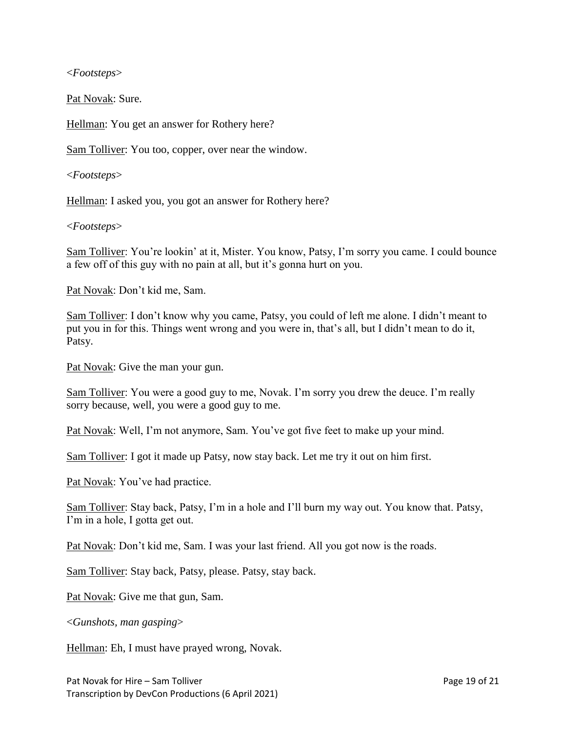<*Footsteps*>

Pat Novak: Sure.

Hellman: You get an answer for Rothery here?

Sam Tolliver: You too, copper, over near the window.

<*Footsteps*>

Hellman: I asked you, you got an answer for Rothery here?

<*Footsteps*>

Sam Tolliver: You're lookin' at it, Mister. You know, Patsy, I'm sorry you came. I could bounce a few off of this guy with no pain at all, but it's gonna hurt on you.

Pat Novak: Don't kid me, Sam.

Sam Tolliver: I don't know why you came, Patsy, you could of left me alone. I didn't meant to put you in for this. Things went wrong and you were in, that's all, but I didn't mean to do it, Patsy.

Pat Novak: Give the man your gun.

Sam Tolliver: You were a good guy to me, Novak. I'm sorry you drew the deuce. I'm really sorry because, well, you were a good guy to me.

Pat Novak: Well, I'm not anymore, Sam. You've got five feet to make up your mind.

Sam Tolliver: I got it made up Patsy, now stay back. Let me try it out on him first.

Pat Novak: You've had practice.

Sam Tolliver: Stay back, Patsy, I'm in a hole and I'll burn my way out. You know that. Patsy, I'm in a hole, I gotta get out.

Pat Novak: Don't kid me, Sam. I was your last friend. All you got now is the roads.

Sam Tolliver: Stay back, Patsy, please. Patsy, stay back.

Pat Novak: Give me that gun, Sam.

<*Gunshots, man gasping*>

Hellman: Eh, I must have prayed wrong, Novak.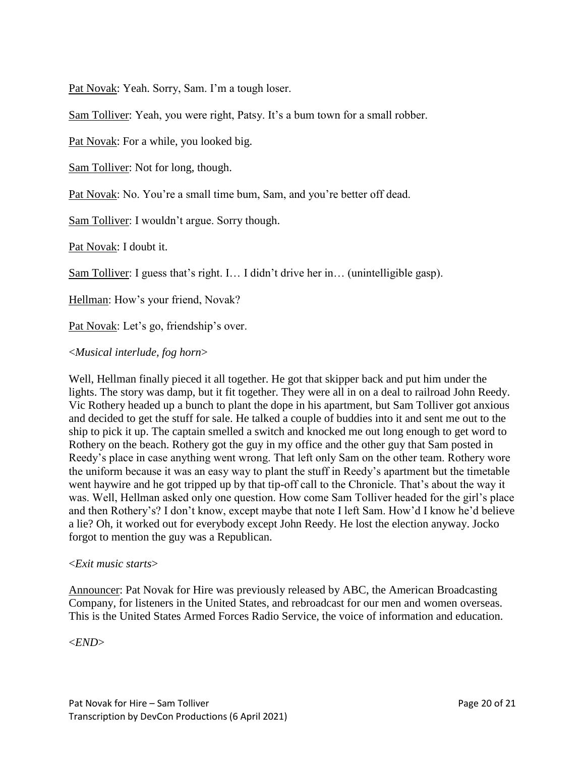Pat Novak: Yeah. Sorry, Sam. I'm a tough loser.

Sam Tolliver: Yeah, you were right, Patsy. It's a bum town for a small robber.

Pat Novak: For a while, you looked big.

Sam Tolliver: Not for long, though.

Pat Novak: No. You're a small time bum, Sam, and you're better off dead.

Sam Tolliver: I wouldn't argue. Sorry though.

Pat Novak: I doubt it.

Sam Tolliver: I guess that's right. I… I didn't drive her in… (unintelligible gasp).

Hellman: How's your friend, Novak?

Pat Novak: Let's go, friendship's over.

<*Musical interlude, fog horn*>

Well, Hellman finally pieced it all together. He got that skipper back and put him under the lights. The story was damp, but it fit together. They were all in on a deal to railroad John Reedy. Vic Rothery headed up a bunch to plant the dope in his apartment, but Sam Tolliver got anxious and decided to get the stuff for sale. He talked a couple of buddies into it and sent me out to the ship to pick it up. The captain smelled a switch and knocked me out long enough to get word to Rothery on the beach. Rothery got the guy in my office and the other guy that Sam posted in Reedy's place in case anything went wrong. That left only Sam on the other team. Rothery wore the uniform because it was an easy way to plant the stuff in Reedy's apartment but the timetable went haywire and he got tripped up by that tip-off call to the Chronicle. That's about the way it was. Well, Hellman asked only one question. How come Sam Tolliver headed for the girl's place and then Rothery's? I don't know, except maybe that note I left Sam. How'd I know he'd believe a lie? Oh, it worked out for everybody except John Reedy. He lost the election anyway. Jocko forgot to mention the guy was a Republican.

<*Exit music starts*>

Announcer: Pat Novak for Hire was previously released by ABC, the American Broadcasting Company, for listeners in the United States, and rebroadcast for our men and women overseas. This is the United States Armed Forces Radio Service, the voice of information and education.

<*END*>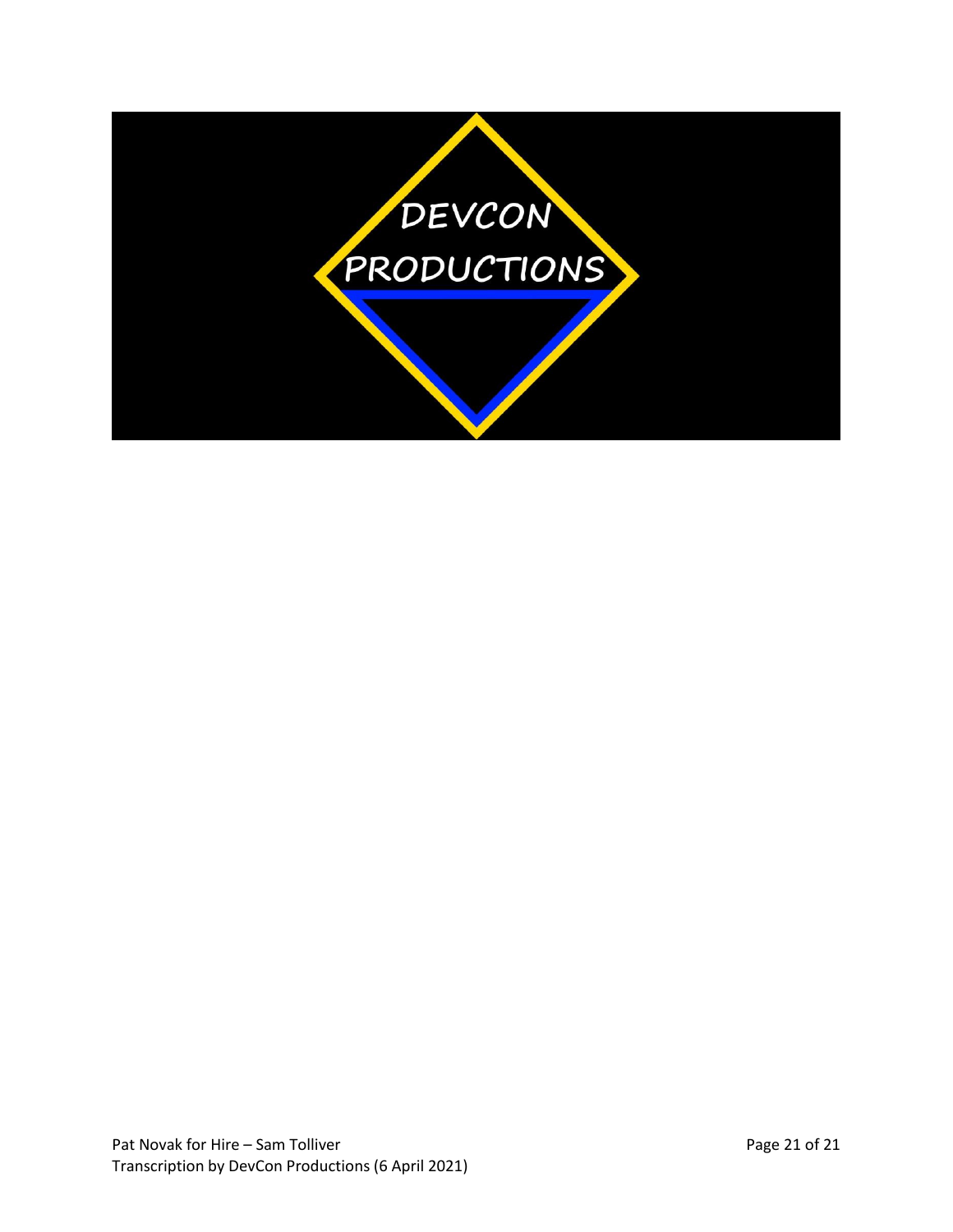DEVCON PRODUCTIONS